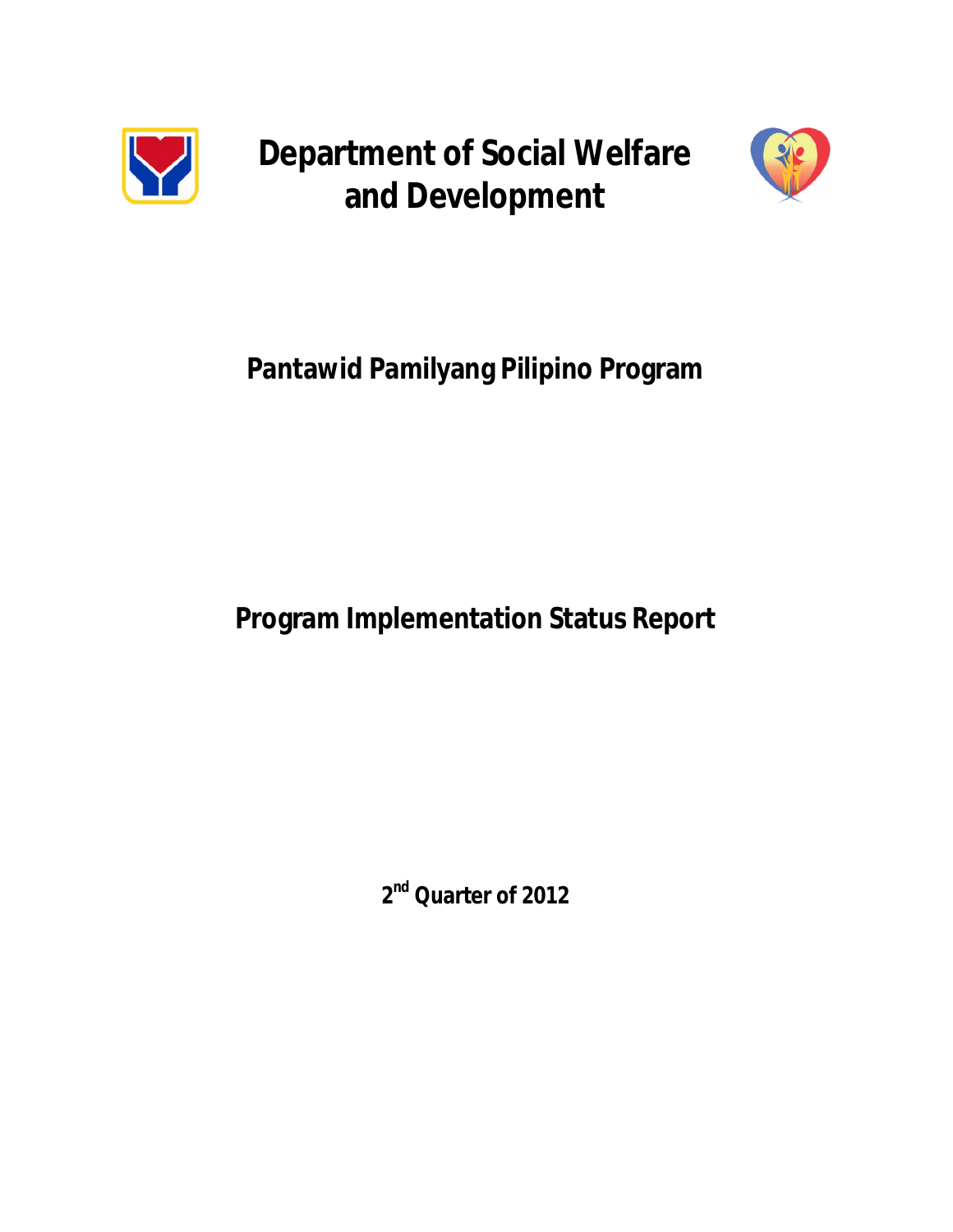# Department of Social Welfare and Development

## Pantawid Pamilyang Pilipino Program

## Program Implementation Status Report

**2nd Quarter of 2012**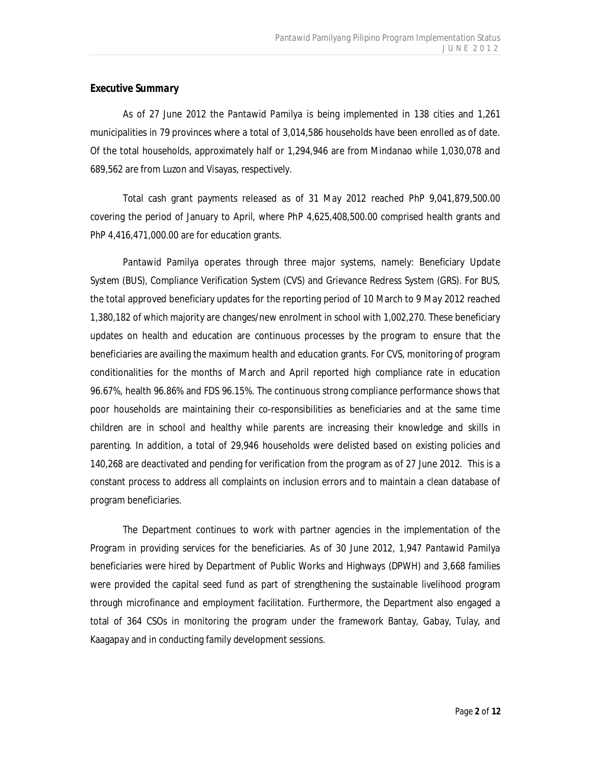### *Executive Summary*

As of 27 June 2012 the Pantawid Pamilya is being implemented in 138 cities and 1,261 municipalities in 79 provinces where a total of 3,014,586 households have been enrolled as of date. Of the total households, approximately half or 1,294,946 are from Mindanao while 1,030,078 and 689,562 are from Luzon and Visayas, respectively.

Total cash grant payments released as of 31 May 2012 reached PhP 9,041,879,500.00 covering the period of January to April, where PhP 4,625,408,500.00 comprised health grants and PhP 4,416,471,000.00 are for education grants.

Pantawid Pamilya operates through three major systems, namely: Beneficiary Update System (BUS), Compliance Verification System (CVS) and Grievance Redress System (GRS). For BUS, the total approved beneficiary updates for the reporting period of 10 March to 9 May 2012 reached 1,380,182 of which majority are changes/new enrolment in school with 1,002,270. These beneficiary updates on health and education are continuous processes by the program to ensure that the beneficiaries are availing the maximum health and education grants. For CVS, monitoring of program conditionalities for the months of March and April reported high compliance rate in education 96.67%, health 96.86% and FDS 96.15%. The continuous strong compliance performance shows that poor households are maintaining their co-responsibilities as beneficiaries and at the same time children are in school and healthy while parents are increasing their knowledge and skills in parenting. In addition, a total of 29,946 households were delisted based on existing policies and 140,268 are deactivated and pending for verification from the program as of 27 June 2012. This is a constant process to address all complaints on inclusion errors and to maintain a clean database of program beneficiaries.

The Department continues to work with partner agencies in the implementation of the Program in providing services for the beneficiaries. As of 30 June 2012, 1,947 Pantawid Pamilya beneficiaries were hired by Department of Public Works and Highways (DPWH) and 3,668 families were provided the capital seed fund as part of strengthening the sustainable livelihood program through microfinance and employment facilitation. Furthermore, the Department also engaged a total of 364 CSOs in monitoring the program under the framework Bantay, Gabay, Tulay, and Kaagapay and in conducting family development sessions.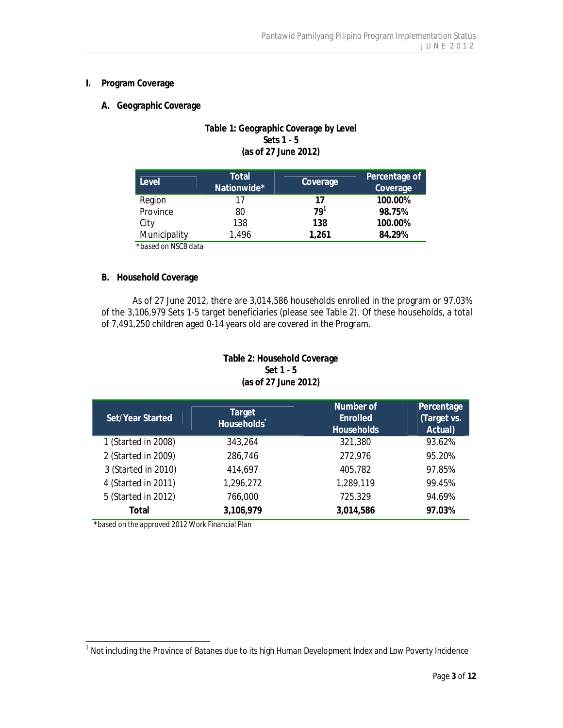# I. Program Coverage

## A. Geographic Coverage

**Table 1: Geographic Coverage by Level**
**Sets 1 - 5**
**(as of 27 June 2012)**

| Level | Total Nationwide* | Coverage | Percentage of Coverage |
|---|---|---|---|
| Region | 17 | **17** | **100.00%** |
| Province | 80 | **79**[1] | **98.75%** |
| City | 138 | **138** | **100.00%** |
| Municipality | 1,496 | **1,261** | **84.29%** |

*based on NSCB data

## B. Household Coverage

As of 27 June 2012, there are 3,014,586 households enrolled in the program or 97.03% of the 3,106,979 Sets 1-5 target beneficiaries (please see Table 2). Of these households, a total of 7,491,250 children aged 0-14 years old are covered in the Program.

**Table 2: Household Coverage**
**Set 1 - 5**
**(as of 27 June 2012)**

| Set/Year Started | Target Households* | Number of Enrolled Households | Percentage (Target vs. Actual) |
|---|---|---|---|
| 1 (Started in 2008) | 343,264 | 321,380 | 93.62% |
| 2 (Started in 2009) | 286,746 | 272,976 | 95.20% |
| 3 (Started in 2010) | 414,697 | 405,782 | 97.85% |
| 4 (Started in 2011) | 1,296,272 | 1,289,119 | 99.45% |
| 5 (Started in 2012) | 766,000 | 725,329 | 94.69% |
| **Total** | **3,106,979** | **3,014,586** | **97.03%** |

*based on the approved 2012 Work Financial Plan

[1] Not including the Province of Batanes due to its high Human Development Index and Low Poverty Incidence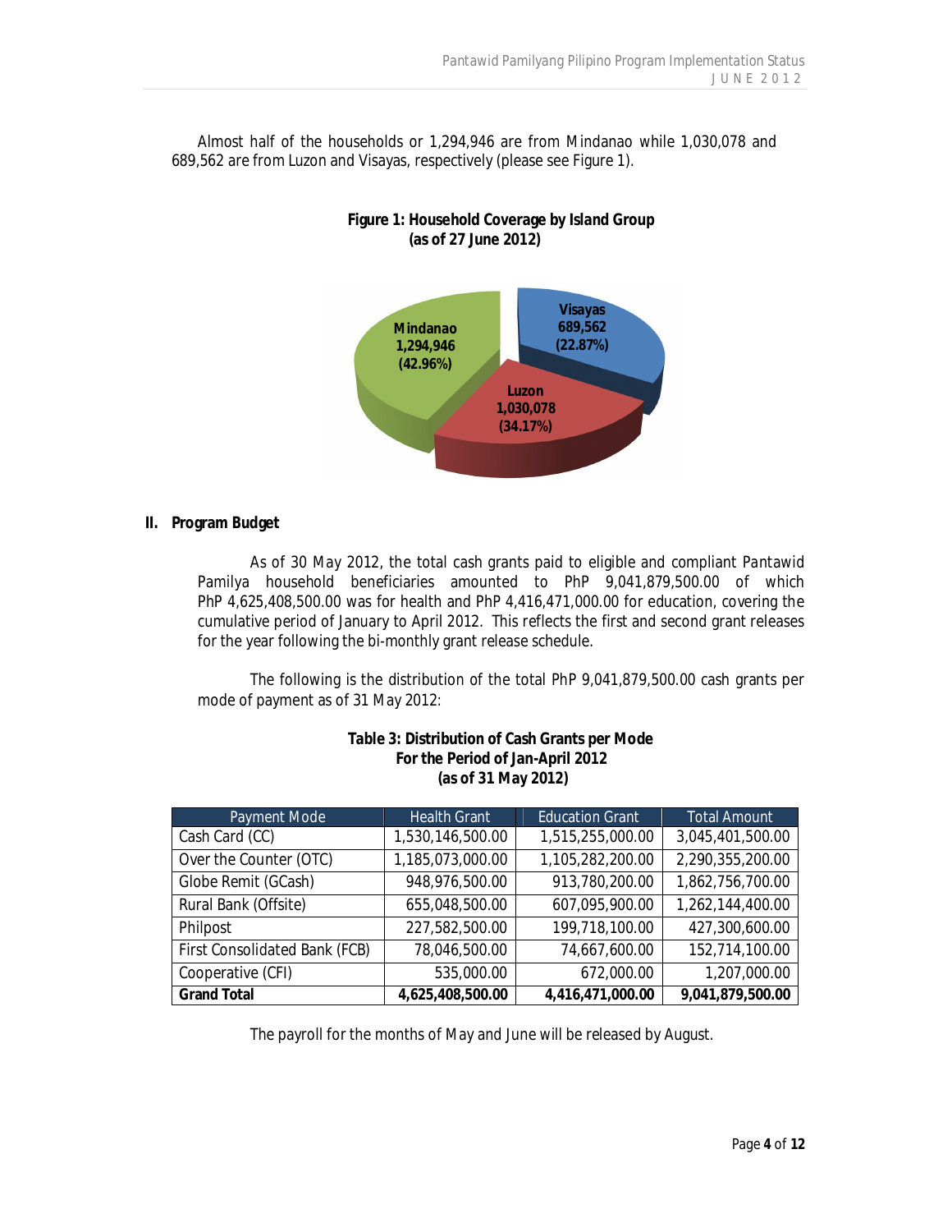Almost half of the households or 1,294,946 are from Mindanao while 1,030,078 and 689,562 are from Luzon and Visayas, respectively (please see Figure 1).

**Figure 1: Household Coverage by Island Group (as of 27 June 2012)**

Mindanao 1,294,946 (42.96%)

Visayas 689,562 (22.87%)

Luzon 1,030,078 (34.17%)

## II. Program Budget

As of 30 May 2012, the total cash grants paid to eligible and compliant *Pantawid Pamilya* household beneficiaries amounted to PhP 9,041,879,500.00 of which PhP 4,625,408,500.00 was for health and PhP 4,416,471,000.00 for education, covering the cumulative period of January to April 2012. This reflects the first and second grant releases for the year following the bi-monthly grant release schedule.

The following is the distribution of the total PhP 9,041,879,500.00 cash grants per mode of payment as of 31 May 2012:

**Table 3: Distribution of Cash Grants per Mode For the Period of Jan-April 2012 (as of 31 May 2012)**

| Payment Mode | Health Grant | Education Grant | Total Amount |
|---|---|---|---|
| Cash Card (CC) | 1,530,146,500.00 | 1,515,255,000.00 | 3,045,401,500.00 |
| Over the Counter (OTC) | 1,185,073,000.00 | 1,105,282,200.00 | 2,290,355,200.00 |
| Globe Remit (GCash) | 948,976,500.00 | 913,780,200.00 | 1,862,756,700.00 |
| Rural Bank (Offsite) | 655,048,500.00 | 607,095,900.00 | 1,262,144,400.00 |
| Philpost | 227,582,500.00 | 199,718,100.00 | 427,300,600.00 |
| First Consolidated Bank (FCB) | 78,046,500.00 | 74,667,600.00 | 152,714,100.00 |
| Cooperative (CFI) | 535,000.00 | 672,000.00 | 1,207,000.00 |
| **Grand Total** | **4,625,408,500.00** | **4,416,471,000.00** | **9,041,879,500.00** |

The payroll for the months of May and June will be released by August.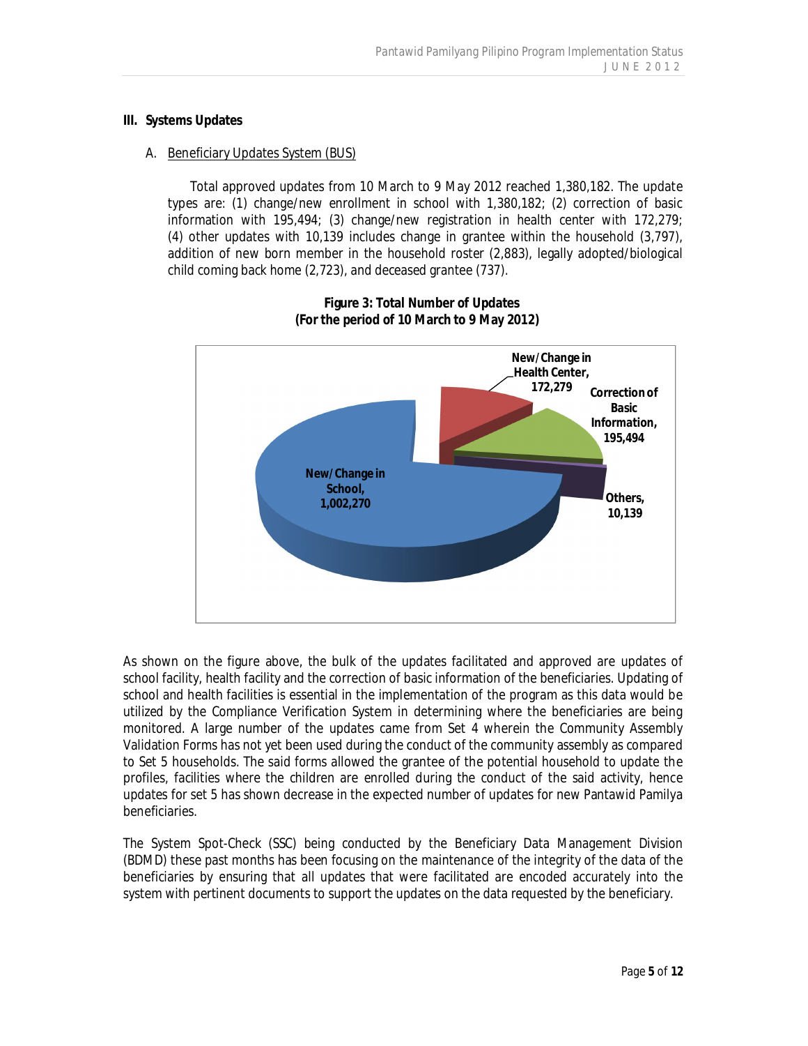## III. Systems Updates

### A. Beneficiary Updates System (BUS)

Total approved updates from 10 March to 9 May 2012 reached 1,380,182. The update types are: (1) change/new enrollment in school with 1,380,182; (2) correction of basic information with 195,494; (3) change/new registration in health center with 172,279; (4) other updates with 10,139 includes change in grantee within the household (3,797), addition of new born member in the household roster (2,883), legally adopted/biological child coming back home (2,723), and deceased grantee (737).

**Figure 3: Total Number of Updates**
**(For the period of 10 March to 9 May 2012)**

New/Change in School, 1,002,270

New/Change in Health Center, 172,279

Correction of Basic Information, 195,494

Others, 10,139

As shown on the figure above, the bulk of the updates facilitated and approved are updates of school facility, health facility and the correction of basic information of the beneficiaries. Updating of school and health facilities is essential in the implementation of the program as this data would be utilized by the Compliance Verification System in determining where the beneficiaries are being monitored. A large number of the updates came from Set 4 wherein the Community Assembly Validation Forms has not yet been used during the conduct of the community assembly as compared to Set 5 households. The said forms allowed the grantee of the potential household to update the profiles, facilities where the children are enrolled during the conduct of the said activity, hence updates for set 5 has shown decrease in the expected number of updates for new Pantawid Pamilya beneficiaries.

The System Spot-Check (SSC) being conducted by the Beneficiary Data Management Division (BDMD) these past months has been focusing on the maintenance of the integrity of the data of the beneficiaries by ensuring that all updates that were facilitated are encoded accurately into the system with pertinent documents to support the updates on the data requested by the beneficiary.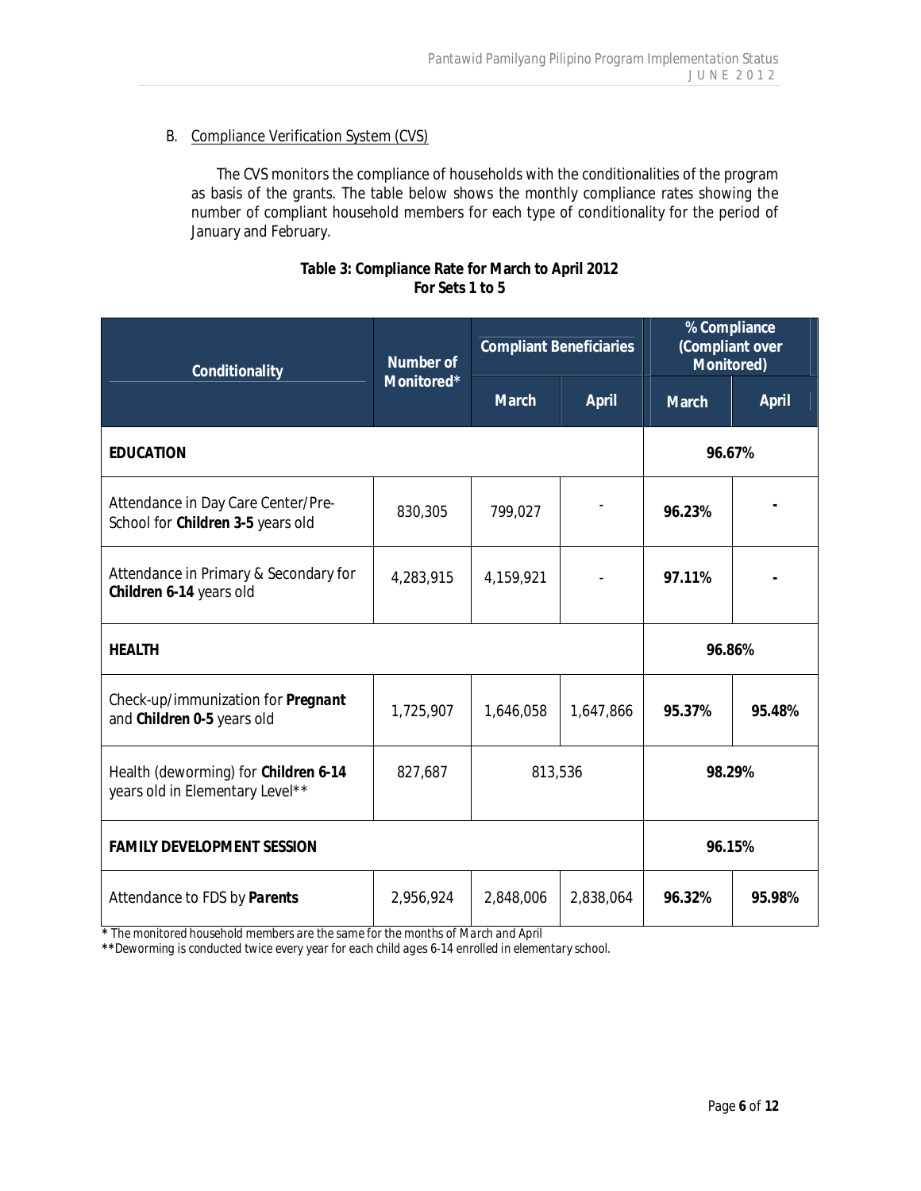B. Compliance Verification System (CVS)

The CVS monitors the compliance of households with the conditionalities of the program as basis of the grants. The table below shows the monthly compliance rates showing the number of compliant household members for each type of conditionality for the period of January and February.

**Table 3: Compliance Rate for March to April 2012**
**For Sets 1 to 5**

| Conditionality | Number of Monitored* | Compliant Beneficiaries | | % Compliance (Compliant over Monitored) | |
|---|---|---|---|---|---|
| | | March | April | March | April |
| **EDUCATION** | | | | **96.67%** | |
| Attendance in Day Care Center/Pre-School for **Children 3-5** years old | 830,305 | 799,027 | - | **96.23%** | **-** |
| Attendance in Primary & Secondary for **Children 6-14** years old | 4,283,915 | 4,159,921 | - | **97.11%** | **-** |
| **HEALTH** | | | | **96.86%** | |
| Check-up/immunization for ***Pregnant*** and **Children 0-5** years old | 1,725,907 | 1,646,058 | 1,647,866 | **95.37%** | **95.48%** |
| Health (deworming) for **Children 6-14** years old in Elementary Level** | 827,687 | 813,536 | | **98.29%** | |
| **FAMILY DEVELOPMENT SESSION** | | | | **96.15%** | |
| Attendance to FDS by ***Parents*** | 2,956,924 | 2,848,006 | 2,838,064 | **96.32%** | **95.98%** |

*\* The monitored household members are the same for the months of March and April*

*\*\*Deworming is conducted twice every year for each child ages 6-14 enrolled in elementary school.*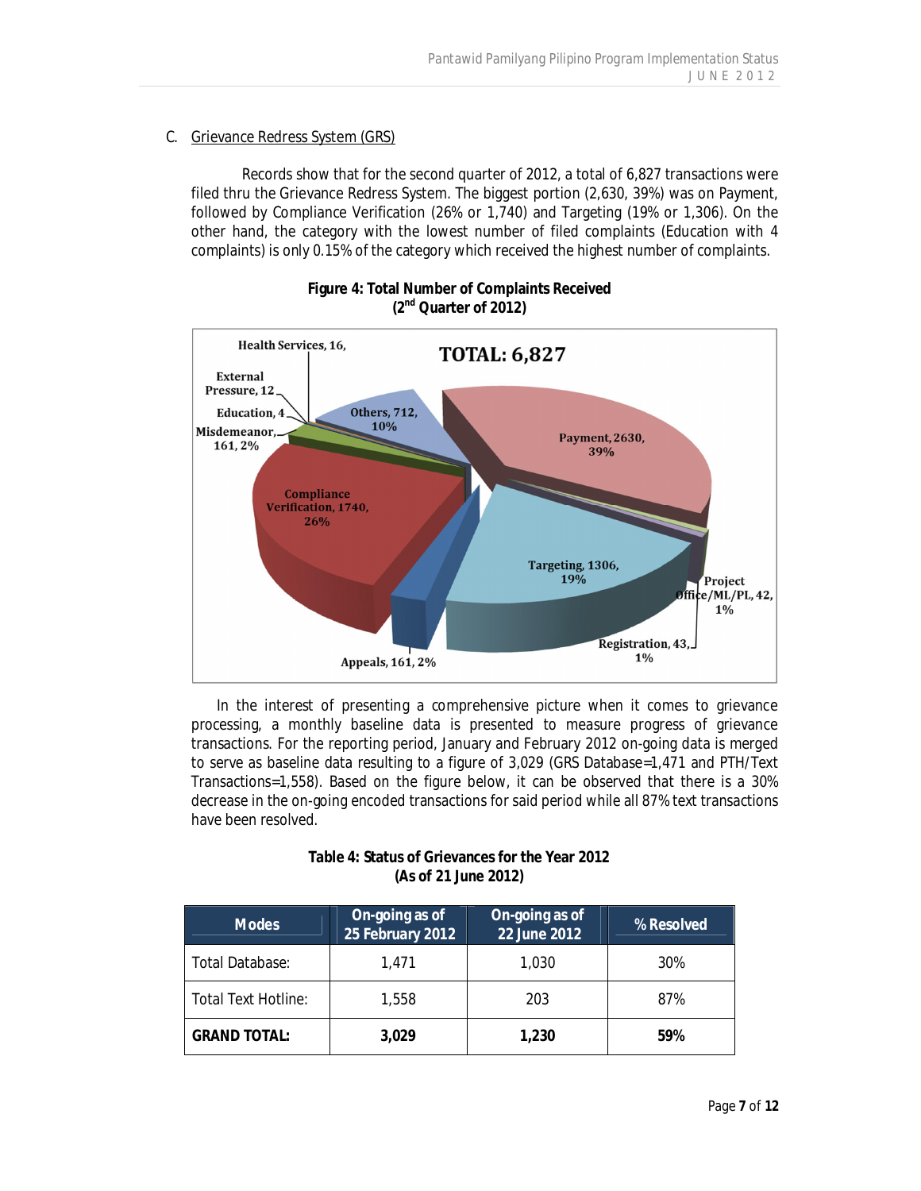C. Grievance Redress System (GRS)

Records show that for the second quarter of 2012, a total of 6,827 transactions were filed thru the Grievance Redress System. The biggest portion (2,630, 39%) was on Payment, followed by Compliance Verification (26% or 1,740) and Targeting (19% or 1,306). On the other hand, the category with the lowest number of filed complaints (Education with 4 complaints) is only 0.15% of the category which received the highest number of complaints.

**Figure 4: Total Number of Complaints Received (2nd Quarter of 2012)**

TOTAL: 6,827

Payment, 2630, 39%
Targeting, 1306, 19%
Project Office/ML/PL, 42, 1%
Registration, 43, 1%
Appeals, 161, 2%
Compliance Verification, 1740, 26%
Misdemeanor, 161, 2%
Education, 4
External Pressure, 12
Health Services, 16,
Others, 712, 10%

In the interest of presenting a comprehensive picture when it comes to grievance processing, a monthly baseline data is presented to measure progress of grievance transactions. For the reporting period, January and February 2012 on-going data is merged to serve as baseline data resulting to a figure of 3,029 (GRS Database=1,471 and PTH/Text Transactions=1,558). Based on the figure below, it can be observed that there is a 30% decrease in the on-going encoded transactions for said period while all 87% text transactions have been resolved.

**Table 4: Status of Grievances for the Year 2012 (As of 21 June 2012)**

| Modes | On-going as of 25 February 2012 | On-going as of 22 June 2012 | % Resolved |
|---|---|---|---|
| Total Database: | 1,471 | 1,030 | 30% |
| Total Text Hotline: | 1,558 | 203 | 87% |
| **GRAND TOTAL:** | **3,029** | **1,230** | **59%** |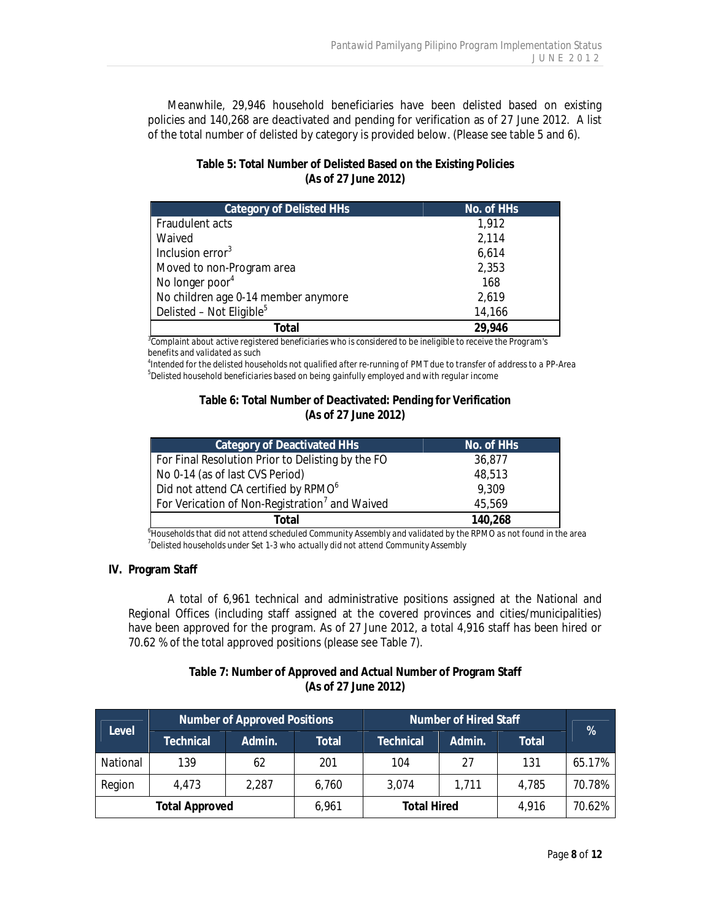Meanwhile, 29,946 household beneficiaries have been delisted based on existing policies and 140,268 are deactivated and pending for verification as of 27 June 2012. A list of the total number of delisted by category is provided below. (Please see table 5 and 6).

**Table 5: Total Number of Delisted Based on the Existing Policies (As of 27 June 2012)**

| Category of Delisted HHs | No. of HHs |
|---|---|
| Fraudulent acts | 1,912 |
| Waived | 2,114 |
| Inclusion error[3] | 6,614 |
| Moved to non-Program area | 2,353 |
| No longer poor[4] | 168 |
| No children age 0-14 member anymore | 2,619 |
| Delisted – Not Eligible[5] | 14,166 |
| **Total** | **29,946** |

[3]Complaint about active registered beneficiaries who is considered to be ineligible to receive the Program's benefits and validated as such

[4]Intended for the delisted households not qualified after re-running of PMT due to transfer of address to a PP-Area

[5]Delisted household beneficiaries based on being gainfully employed and with regular income

**Table 6: Total Number of Deactivated: Pending for Verification (As of 27 June 2012)**

| Category of Deactivated HHs | No. of HHs |
|---|---|
| For Final Resolution Prior to Delisting by the FO | 36,877 |
| No 0-14 (as of last CVS Period) | 48,513 |
| Did not attend CA certified by RPMO[6] | 9,309 |
| For Verication of Non-Registration[7] and Waived | 45,569 |
| **Total** | **140,268** |

[6]Households that did not attend scheduled Community Assembly and validated by the RPMO as not found in the area

[7]Delisted households under Set 1-3 who actually did not attend Community Assembly

## IV. Program Staff

A total of 6,961 technical and administrative positions assigned at the National and Regional Offices (including staff assigned at the covered provinces and cities/municipalities) have been approved for the program. As of 27 June 2012, a total 4,916 staff has been hired or 70.62 % of the total approved positions (please see Table 7).

**Table 7: Number of Approved and Actual Number of Program Staff (As of 27 June 2012)**

| Level | Number of Approved Positions | | | Number of Hired Staff | | | % |
|---|---|---|---|---|---|---|---|
| | Technical | Admin. | Total | Technical | Admin. | Total | |
| National | 139 | 62 | 201 | 104 | 27 | 131 | 65.17% |
| Region | 4,473 | 2,287 | 6,760 | 3,074 | 1,711 | 4,785 | 70.78% |
| **Total Approved** | | | 6,961 | **Total Hired** | | 4,916 | 70.62% |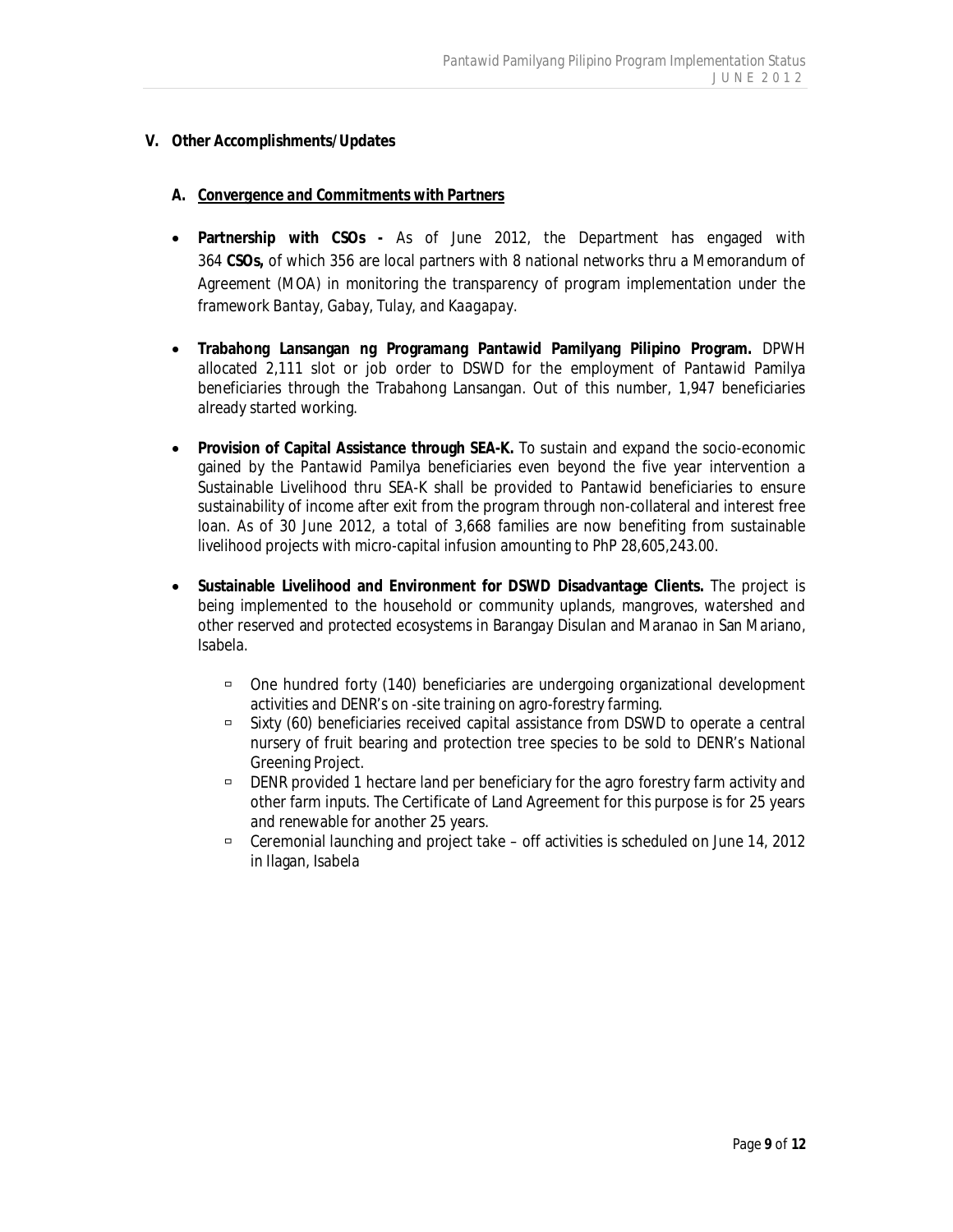## V. Other Accomplishments/Updates

### A. Convergence and Commitments with Partners

- **Partnership with CSOs -** As of June 2012, the Department has engaged with 364 **CSOs,** of which 356 are local partners with 8 national networks thru a Memorandum of Agreement (MOA) in monitoring the transparency of program implementation under the framework Bantay, Gabay, Tulay, and Kaagapay.

- **Trabahong Lansangan ng Programang Pantawid Pamilyang Pilipino Program.** DPWH allocated 2,111 slot or job order to DSWD for the employment of Pantawid Pamilya beneficiaries through the Trabahong Lansangan. Out of this number, 1,947 beneficiaries already started working.

- **Provision of Capital Assistance through SEA-K.** To sustain and expand the socio-economic gained by the Pantawid Pamilya beneficiaries even beyond the five year intervention a Sustainable Livelihood thru SEA-K shall be provided to Pantawid beneficiaries to ensure sustainability of income after exit from the program through non-collateral and interest free loan. As of 30 June 2012, a total of 3,668 families are now benefiting from sustainable livelihood projects with micro-capital infusion amounting to PhP 28,605,243.00.

- **Sustainable Livelihood and Environment for DSWD Disadvantage Clients.** The project is being implemented to the household or community uplands, mangroves, watershed and other reserved and protected ecosystems in Barangay Disulan and Maranao in San Mariano, Isabela.
  - One hundred forty (140) beneficiaries are undergoing organizational development activities and DENR's on -site training on agro-forestry farming.
  - Sixty (60) beneficiaries received capital assistance from DSWD to operate a central nursery of fruit bearing and protection tree species to be sold to DENR's National Greening Project.
  - DENR provided 1 hectare land per beneficiary for the agro forestry farm activity and other farm inputs. The Certificate of Land Agreement for this purpose is for 25 years and renewable for another 25 years.
  - Ceremonial launching and project take – off activities is scheduled on June 14, 2012 in Ilagan, Isabela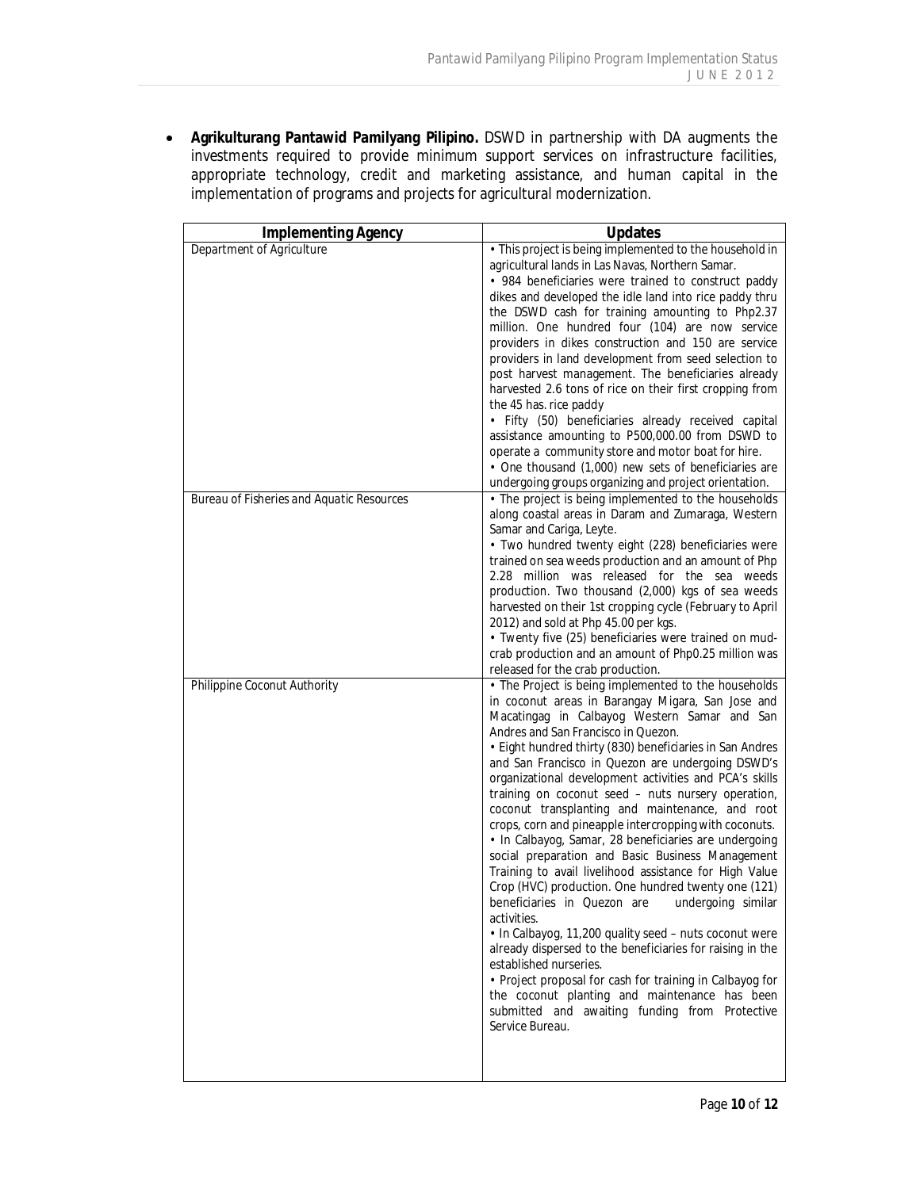- **Agrikulturang Pantawid Pamilyang Pilipino.** DSWD in partnership with DA augments the investments required to provide minimum support services on infrastructure facilities, appropriate technology, credit and marketing assistance, and human capital in the implementation of programs and projects for agricultural modernization.

| Implementing Agency | Updates |
|---|---|
| Department of Agriculture | • This project is being implemented to the household in agricultural lands in Las Navas, Northern Samar.<br>• 984 beneficiaries were trained to construct paddy dikes and developed the idle land into rice paddy thru the DSWD cash for training amounting to Php2.37 million. One hundred four (104) are now service providers in dikes construction and 150 are service providers in land development from seed selection to post harvest management. The beneficiaries already harvested 2.6 tons of rice on their first cropping from the 45 has. rice paddy<br>• Fifty (50) beneficiaries already received capital assistance amounting to P500,000.00 from DSWD to operate a community store and motor boat for hire.<br>• One thousand (1,000) new sets of beneficiaries are undergoing groups organizing and project orientation. |
| Bureau of Fisheries and Aquatic Resources | • The project is being implemented to the households along coastal areas in Daram and Zumaraga, Western Samar and Cariga, Leyte.<br>• Two hundred twenty eight (228) beneficiaries were trained on sea weeds production and an amount of Php 2.28 million was released for the sea weeds production. Two thousand (2,000) kgs of sea weeds harvested on their 1st cropping cycle (February to April 2012) and sold at Php 45.00 per kgs.<br>• Twenty five (25) beneficiaries were trained on mud-crab production and an amount of Php0.25 million was released for the crab production. |
| Philippine Coconut Authority | • The Project is being implemented to the households in coconut areas in Barangay Migara, San Jose and Macatingag in Calbayog Western Samar and San Andres and San Francisco in Quezon.<br>• Eight hundred thirty (830) beneficiaries in San Andres and San Francisco in Quezon are undergoing DSWD's organizational development activities and PCA's skills training on coconut seed – nuts nursery operation, coconut transplanting and maintenance, and root crops, corn and pineapple intercropping with coconuts.<br>• In Calbayog, Samar, 28 beneficiaries are undergoing social preparation and Basic Business Management Training to avail livelihood assistance for High Value Crop (HVC) production. One hundred twenty one (121) beneficiaries in Quezon are undergoing similar activities.<br>• In Calbayog, 11,200 quality seed – nuts coconut were already dispersed to the beneficiaries for raising in the established nurseries.<br>• Project proposal for cash for training in Calbayog for the coconut planting and maintenance has been submitted and awaiting funding from Protective Service Bureau. |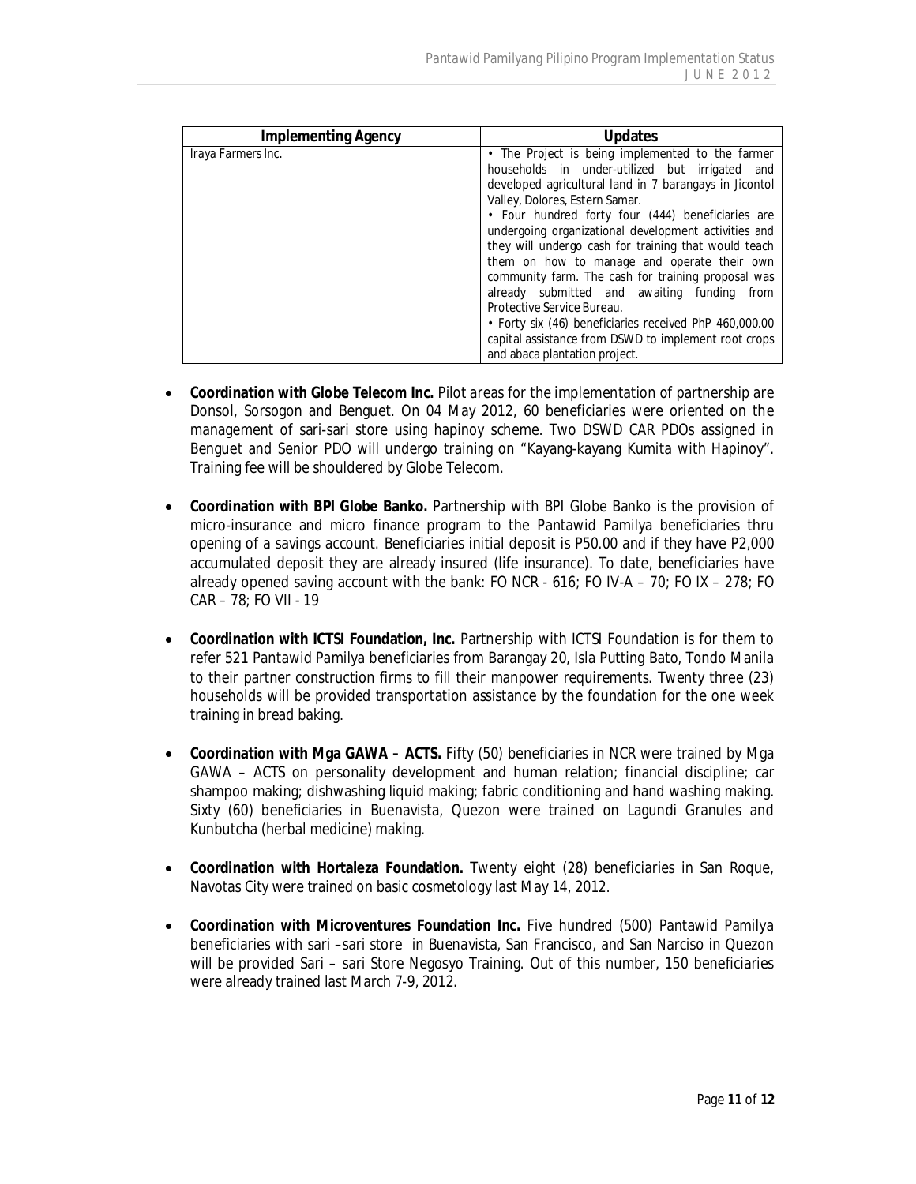| Implementing Agency | Updates |
|---|---|
| Iraya Farmers Inc. | • The Project is being implemented to the farmer households in under-utilized but irrigated and developed agricultural land in 7 barangays in Jicontol Valley, Dolores, Estern Samar. • Four hundred forty four (444) beneficiaries are undergoing organizational development activities and they will undergo cash for training that would teach them on how to manage and operate their own community farm. The cash for training proposal was already submitted and awaiting funding from Protective Service Bureau. • Forty six (46) beneficiaries received PhP 460,000.00 capital assistance from DSWD to implement root crops and abaca plantation project. |

- **Coordination with Globe Telecom Inc.** Pilot areas for the implementation of partnership are Donsol, Sorsogon and Benguet. On 04 May 2012, 60 beneficiaries were oriented on the management of sari-sari store using hapinoy scheme. Two DSWD CAR PDOs assigned in Benguet and Senior PDO will undergo training on "Kayang-kayang Kumita with Hapinoy". Training fee will be shouldered by Globe Telecom.

- **Coordination with BPI Globe Banko.** Partnership with BPI Globe Banko is the provision of micro-insurance and micro finance program to the Pantawid Pamilya beneficiaries thru opening of a savings account. Beneficiaries initial deposit is P50.00 and if they have P2,000 accumulated deposit they are already insured (life insurance). To date, beneficiaries have already opened saving account with the bank: FO NCR - 616; FO IV-A – 70; FO IX – 278; FO CAR – 78; FO VII - 19

- **Coordination with ICTSI Foundation, Inc.** Partnership with ICTSI Foundation is for them to refer 521 Pantawid Pamilya beneficiaries from Barangay 20, Isla Putting Bato, Tondo Manila to their partner construction firms to fill their manpower requirements. Twenty three (23) households will be provided transportation assistance by the foundation for the one week training in bread baking.

- **Coordination with Mga GAWA – ACTS.** Fifty (50) beneficiaries in NCR were trained by Mga GAWA – ACTS on personality development and human relation; financial discipline; car shampoo making; dishwashing liquid making; fabric conditioning and hand washing making. Sixty (60) beneficiaries in Buenavista, Quezon were trained on Lagundi Granules and Kunbutcha (herbal medicine) making.

- **Coordination with Hortaleza Foundation.** Twenty eight (28) beneficiaries in San Roque, Navotas City were trained on basic cosmetology last May 14, 2012.

- **Coordination with Microventures Foundation Inc.** Five hundred (500) Pantawid Pamilya beneficiaries with sari –sari store in Buenavista, San Francisco, and San Narciso in Quezon will be provided Sari – sari Store Negosyo Training. Out of this number, 150 beneficiaries were already trained last March 7-9, 2012.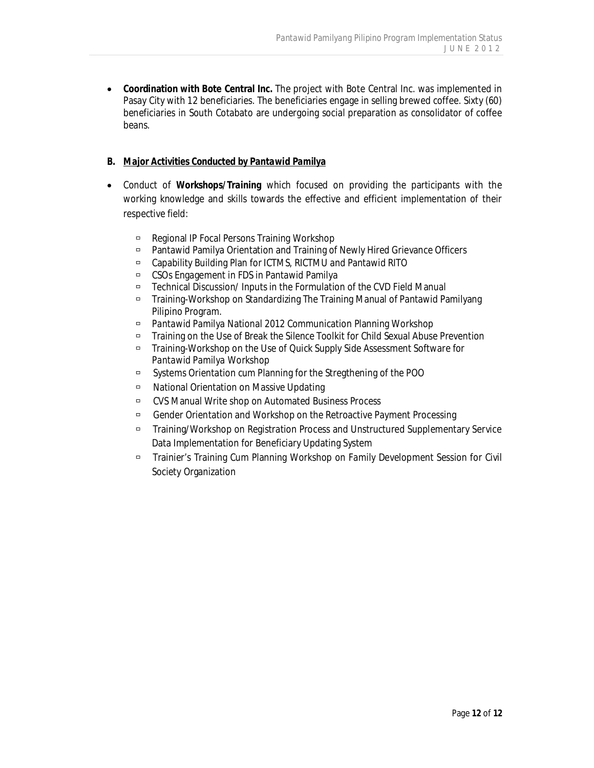- **Coordination with Bote Central Inc.** The project with Bote Central Inc. was implemented in Pasay City with 12 beneficiaries. The beneficiaries engage in selling brewed coffee. Sixty (60) beneficiaries in South Cotabato are undergoing social preparation as consolidator of coffee beans.

## B. ***Major Activities Conducted by Pantawid Pamilya***

- Conduct of **Workshops/Training** which focused on providing the participants with the working knowledge and skills towards the effective and efficient implementation of their respective field:
  - Regional IP Focal Persons Training Workshop
  - Pantawid Pamilya Orientation and Training of Newly Hired Grievance Officers
  - Capability Building Plan for ICTMS, RICTMU and Pantawid RITO
  - CSOs Engagement in FDS in Pantawid Pamilya
  - Technical Discussion/ Inputs in the Formulation of the CVD Field Manual
  - Training-Workshop on Standardizing The Training Manual of Pantawid Pamilyang Pilipino Program.
  - Pantawid Pamilya National 2012 Communication Planning Workshop
  - Training on the Use of Break the Silence Toolkit for Child Sexual Abuse Prevention
  - Training-Workshop on the Use of Quick Supply Side Assessment Software for Pantawid Pamilya Workshop
  - Systems Orientation cum Planning for the Stregthening of the POO
  - National Orientation on Massive Updating
  - CVS Manual Write shop on Automated Business Process
  - Gender Orientation and Workshop on the Retroactive Payment Processing
  - Training/Workshop on Registration Process and Unstructured Supplementary Service Data Implementation for Beneficiary Updating System
  - Trainier's Training Cum Planning Workshop on Family Development Session for Civil Society Organization